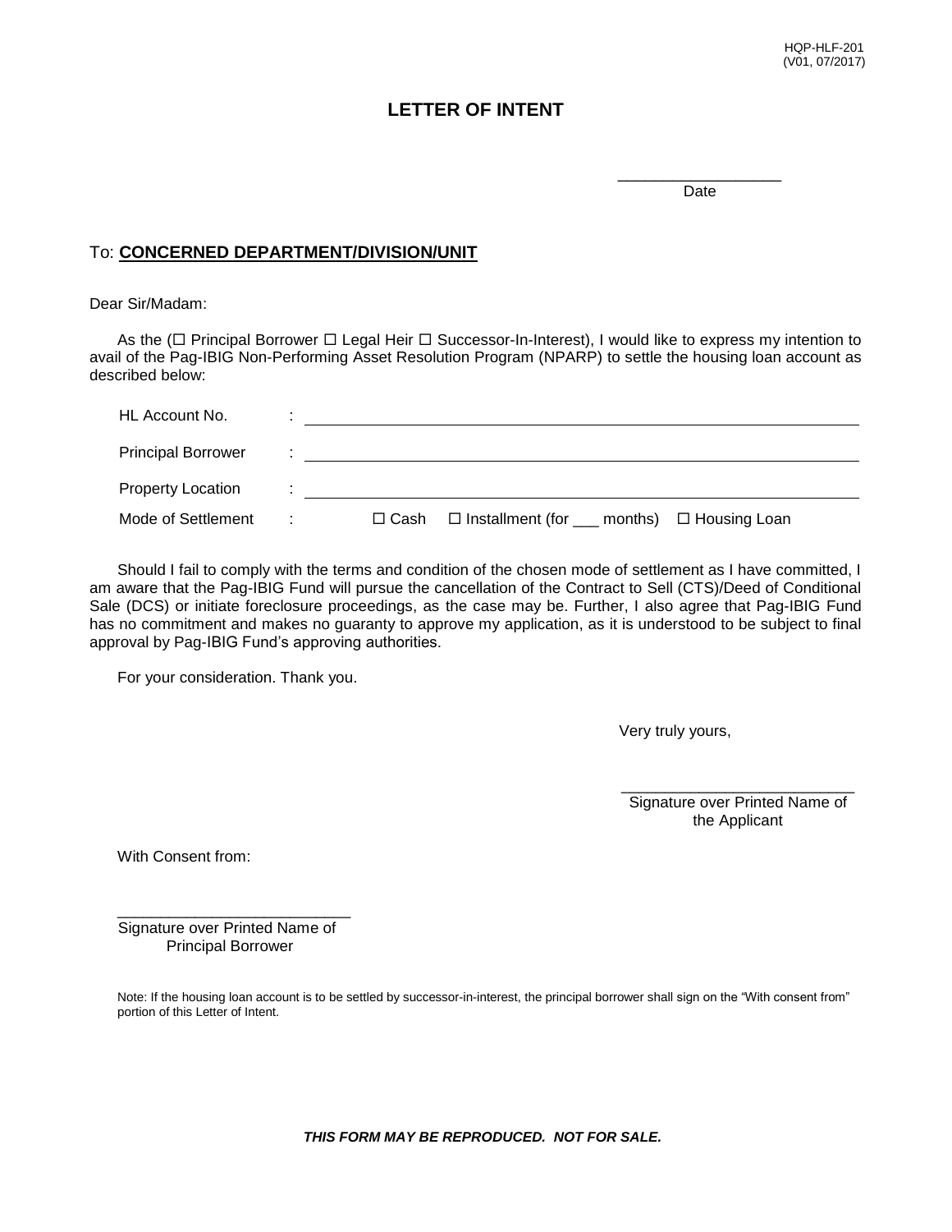HQP-HLF-201
(V01, 07/2017)

# LETTER OF INTENT

__________________
Date

To: **CONCERNED DEPARTMENT/DIVISION/UNIT**

Dear Sir/Madam:

As the (☐ Principal Borrower ☐ Legal Heir ☐ Successor-In-Interest), I would like to express my intention to avail of the Pag-IBIG Non-Performing Asset Resolution Program (NPARP) to settle the housing loan account as described below:

HL Account No. : ______________________________________________

Principal Borrower : ______________________________________________

Property Location : ______________________________________________

Mode of Settlement : ☐ Cash ☐ Installment (for ___ months) ☐ Housing Loan

Should I fail to comply with the terms and condition of the chosen mode of settlement as I have committed, I am aware that the Pag-IBIG Fund will pursue the cancellation of the Contract to Sell (CTS)/Deed of Conditional Sale (DCS) or initiate foreclosure proceedings, as the case may be. Further, I also agree that Pag-IBIG Fund has no commitment and makes no guaranty to approve my application, as it is understood to be subject to final approval by Pag-IBIG Fund's approving authorities.

For your consideration. Thank you.

Very truly yours,

___________________________
Signature over Printed Name of the Applicant

With Consent from:

___________________________
Signature over Printed Name of Principal Borrower

Note: If the housing loan account is to be settled by successor-in-interest, the principal borrower shall sign on the "With consent from" portion of this Letter of Intent.

***THIS FORM MAY BE REPRODUCED. NOT FOR SALE.***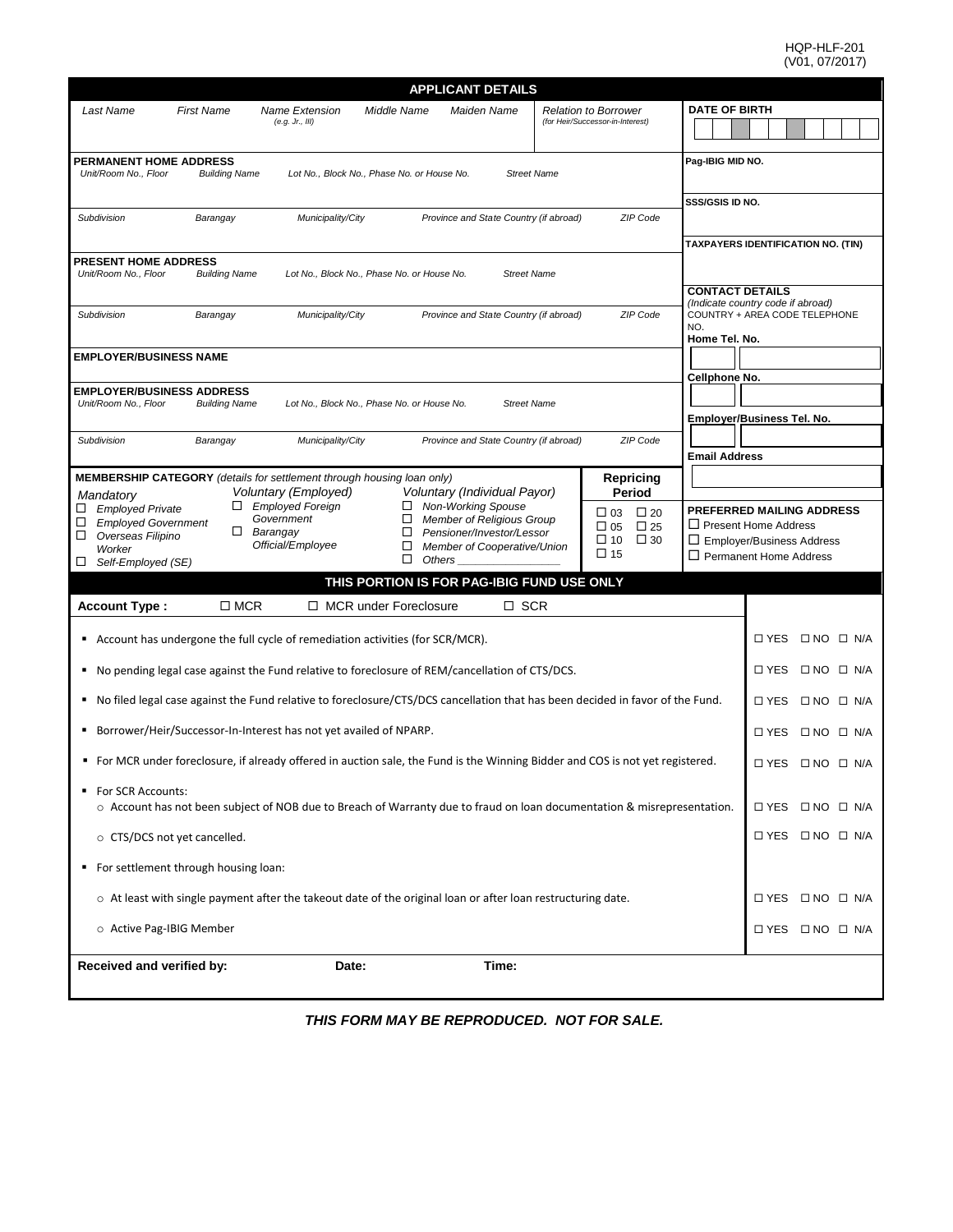HQP-HLF-201
(V01, 07/2017)

## APPLICANT DETAILS

| Last Name | First Name | Name Extension (e.g. Jr., III) | Middle Name | Maiden Name | Relation to Borrower (for Heir/Successor-in-Interest) | DATE OF BIRTH |
|---|---|---|---|---|---|---|
| | | | | | | |

**PERMANENT HOME ADDRESS**

| Unit/Room No., Floor | Building Name | Lot No., Block No., Phase No. or House No. | Street Name | |
|---|---|---|---|---|
| | | | | |
| **Subdivision** | **Barangay** | **Municipality/City** | **Province and State Country (if abroad)** | **ZIP Code** |
| | | | | |

**PRESENT HOME ADDRESS**

| Unit/Room No., Floor | Building Name | Lot No., Block No., Phase No. or House No. | Street Name | |
|---|---|---|---|---|
| | | | | |
| **Subdivision** | **Barangay** | **Municipality/City** | **Province and State Country (if abroad)** | **ZIP Code** |
| | | | | |

**EMPLOYER/BUSINESS NAME**

**EMPLOYER/BUSINESS ADDRESS**

| Unit/Room No., Floor | Building Name | Lot No., Block No., Phase No. or House No. | Street Name | |
|---|---|---|---|---|
| | | | | |
| **Subdivision** | **Barangay** | **Municipality/City** | **Province and State Country (if abroad)** | **ZIP Code** |
| | | | | |

**Pag-IBIG MID NO.**

**SSS/GSIS ID NO.**

**TAXPAYERS IDENTIFICATION NO. (TIN)**

**CONTACT DETAILS**
*(Indicate country code if abroad)*
COUNTRY + AREA CODE TELEPHONE NO.

**Home Tel. No.**

**Cellphone No.**

**Employer/Business Tel. No.**

**Email Address**

**MEMBERSHIP CATEGORY** *(details for settlement through housing loan only)*

*Mandatory*
- ☐ Employed Private
- ☐ Employed Government
- ☐ Overseas Filipino Worker
- ☐ Self-Employed (SE)

*Voluntary (Employed)*
- ☐ Employed Foreign Government
- ☐ Barangay Official/Employee

*Voluntary (Individual Payor)*
- ☐ Non-Working Spouse
- ☐ Member of Religious Group
- ☐ Pensioner/Investor/Lessor
- ☐ Member of Cooperative/Union
- ☐ Others ________________

**Repricing Period**
☐ 03 ☐ 05 ☐ 10 ☐ 15 ☐ 20 ☐ 25 ☐ 30

**PREFERRED MAILING ADDRESS**
- ☐ Present Home Address
- ☐ Employer/Business Address
- ☐ Permanent Home Address

## THIS PORTION IS FOR PAG-IBIG FUND USE ONLY

**Account Type :** ☐ MCR ☐ MCR under Foreclosure ☐ SCR

| | |
|---|---|
| ▪ Account has undergone the full cycle of remediation activities (for SCR/MCR). | ☐ YES ☐ NO ☐ N/A |
| ▪ No pending legal case against the Fund relative to foreclosure of REM/cancellation of CTS/DCS. | ☐ YES ☐ NO ☐ N/A |
| ▪ No filed legal case against the Fund relative to foreclosure/CTS/DCS cancellation that has been decided in favor of the Fund. | ☐ YES ☐ NO ☐ N/A |
| ▪ Borrower/Heir/Successor-In-Interest has not yet availed of NPARP. | ☐ YES ☐ NO ☐ N/A |
| ▪ For MCR under foreclosure, if already offered in auction sale, the Fund is the Winning Bidder and COS is not yet registered. | ☐ YES ☐ NO ☐ N/A |
| ▪ For SCR Accounts: | |
| ○ Account has not been subject of NOB due to Breach of Warranty due to fraud on loan documentation & misrepresentation. | ☐ YES ☐ NO ☐ N/A |
| ○ CTS/DCS not yet cancelled. | ☐ YES ☐ NO ☐ N/A |
| ▪ For settlement through housing loan: | |
| ○ At least with single payment after the takeout date of the original loan or after loan restructuring date. | ☐ YES ☐ NO ☐ N/A |
| ○ Active Pag-IBIG Member | ☐ YES ☐ NO ☐ N/A |

**Received and verified by:** **Date:** **Time:**

***THIS FORM MAY BE REPRODUCED. NOT FOR SALE.***